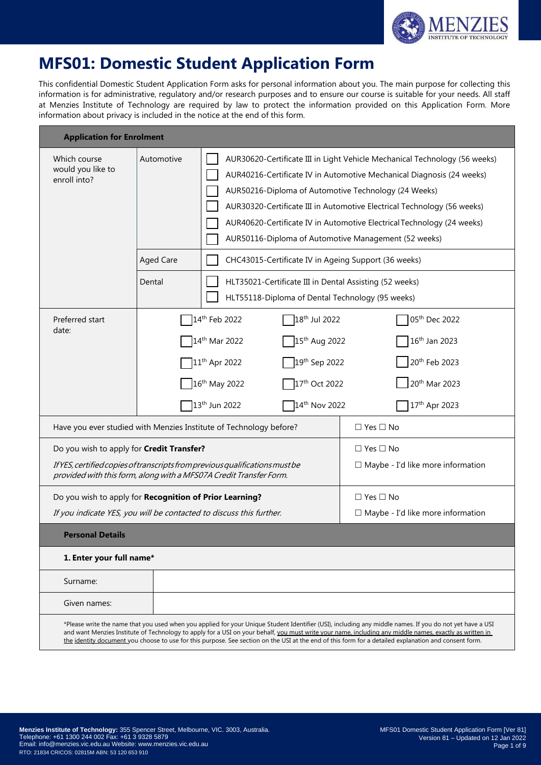# MFS01: Domestic Student Application Form

This confidential Domestic Student Application Form asks for personal information about you. The main purpose for collecting this information is for administrative, regulatory and/or research purposes and to ensure our course is suitable for your needs. All staff at Menzies Institute of Technology are required by law to protect the information provided on this Application Form. More information about privacy is included in the notice at the end of this form.

## Application for Enrolment

| Which course would you like to enroll into? | | |
|---|---|---|
| | Automotive | ☐ AUR30620-Certificate III in Light Vehicle Mechanical Technology (56 weeks) |
| | | ☐ AUR40216-Certificate IV in Automotive Mechanical Diagnosis (24 weeks) |
| | | ☐ AUR50216-Diploma of Automotive Technology (24 Weeks) |
| | | ☐ AUR30320-Certificate III in Automotive Electrical Technology (56 weeks) |
| | | ☐ AUR40620-Certificate IV in Automotive Electrical Technology (24 weeks) |
| | | ☐ AUR50116-Diploma of Automotive Management (52 weeks) |
| | Aged Care | ☐ CHC43015-Certificate IV in Ageing Support (36 weeks) |
| | Dental | ☐ HLT35021-Certificate III in Dental Assisting (52 weeks) |
| | | ☐ HLT55118-Diploma of Dental Technology (95 weeks) |

| Preferred start date: | | | |
|---|---|---|---|
| | ☐ 14th Feb 2022 | ☐ 18th Jul 2022 | ☐ 05th Dec 2022 |
| | ☐ 14th Mar 2022 | ☐ 15th Aug 2022 | ☐ 16th Jan 2023 |
| | ☐ 11th Apr 2022 | ☐ 19th Sep 2022 | ☐ 20th Feb 2023 |
| | ☐ 16th May 2022 | ☐ 17th Oct 2022 | ☐ 20th Mar 2023 |
| | ☐ 13th Jun 2022 | ☐ 14th Nov 2022 | ☐ 17th Apr 2023 |

| Question | Response |
|---|---|
| Have you ever studied with Menzies Institute of Technology before? | ☐ Yes ☐ No |
| Do you wish to apply for **Credit Transfer?**<br>*If YES, certified copies of transcripts from previous qualifications must be provided with this form, along with a MFS07A Credit Transfer Form.* | ☐ Yes ☐ No<br>☐ Maybe - I'd like more information |
| Do you wish to apply for **Recognition of Prior Learning?**<br>*If you indicate YES, you will be contacted to discuss this further.* | ☐ Yes ☐ No<br>☐ Maybe - I'd like more information |

## Personal Details

**1. Enter your full name***

| | |
|---|---|
| Surname: | |
| Given names: | |

*Please write the name that you used when you applied for your Unique Student Identifier (USI), including any middle names. If you do not yet have a USI and want Menzies Institute of Technology to apply for a USI on your behalf, you must write your name, including any middle names, exactly as written in the identity document you choose to use for this purpose. See section on the USI at the end of this form for a detailed explanation and consent form.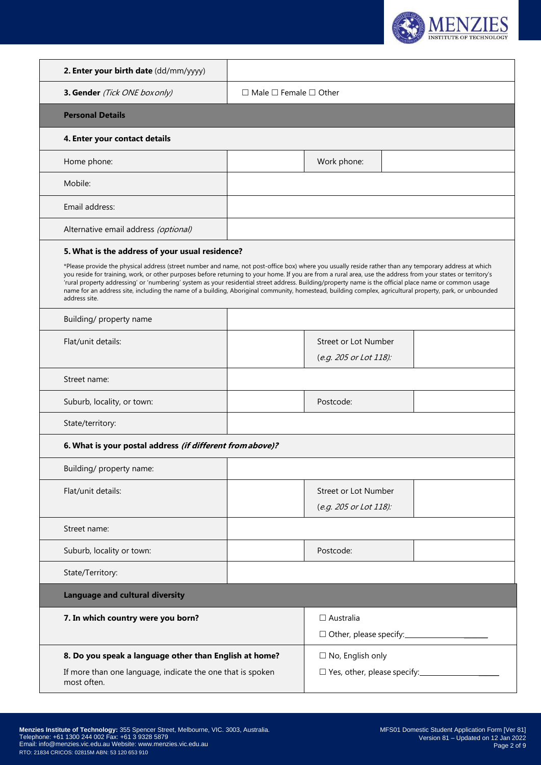| | | | |
|---|---|---|---|
| **2. Enter your birth date** (dd/mm/yyyy) | | | |
| **3. Gender** *(Tick ONE box only)* | ☐ Male ☐ Female ☐ Other | | |
| **Personal Details** | | | |
| **4. Enter your contact details** | | | |
| Home phone: | | Work phone: | |
| Mobile: | | | |
| Email address: | | | |
| Alternative email address *(optional)* | | | |

**5. What is the address of your usual residence?**

*Please provide the physical address (street number and name, not post-office box) where you usually reside rather than any temporary address at which you reside for training, work, or other purposes before returning to your home. If you are from a rural area, use the address from your states or territory's 'rural property addressing' or 'numbering' system as your residential street address. Building/property name is the official place name or common usage name for an address site, including the name of a building, Aboriginal community, homestead, building complex, agricultural property, park, or unbounded address site.

| | | | |
|---|---|---|---|
| Building/ property name | | | |
| Flat/unit details: | | Street or Lot Number (*e.g. 205 or Lot 118):* | |
| Street name: | | | |
| Suburb, locality, or town: | | Postcode: | |
| State/territory: | | | |

**6. What is your postal address *(if different from above)?***

| | | | |
|---|---|---|---|
| Building/ property name: | | | |
| Flat/unit details: | | Street or Lot Number (*e.g. 205 or Lot 118):* | |
| Street name: | | | |
| Suburb, locality or town: | | Postcode: | |
| State/Territory: | | | |

**Language and cultural diversity**

| | |
|---|---|
| **7. In which country were you born?** | ☐ Australia<br>☐ Other, please specify:_______________ |
| **8. Do you speak a language other than English at home?**<br>If more than one language, indicate the one that is spoken most often. | ☐ No, English only<br>☐ Yes, other, please specify:_______________ |

**Menzies Institute of Technology:** 355 Spencer Street, Melbourne, VIC. 3003, Australia.
Telephone: +61 1300 244 002 Fax: +61 3 9328 5879
Email: info@menzies.vic.edu.au Website: www.menzies.vic.edu.au
RTO: 21834 CRICOS: 02815M ABN: 53 120 653 910

MFS01 Domestic Student Application Form [Ver 81]
Version 81 – Updated on 12 Jan 2022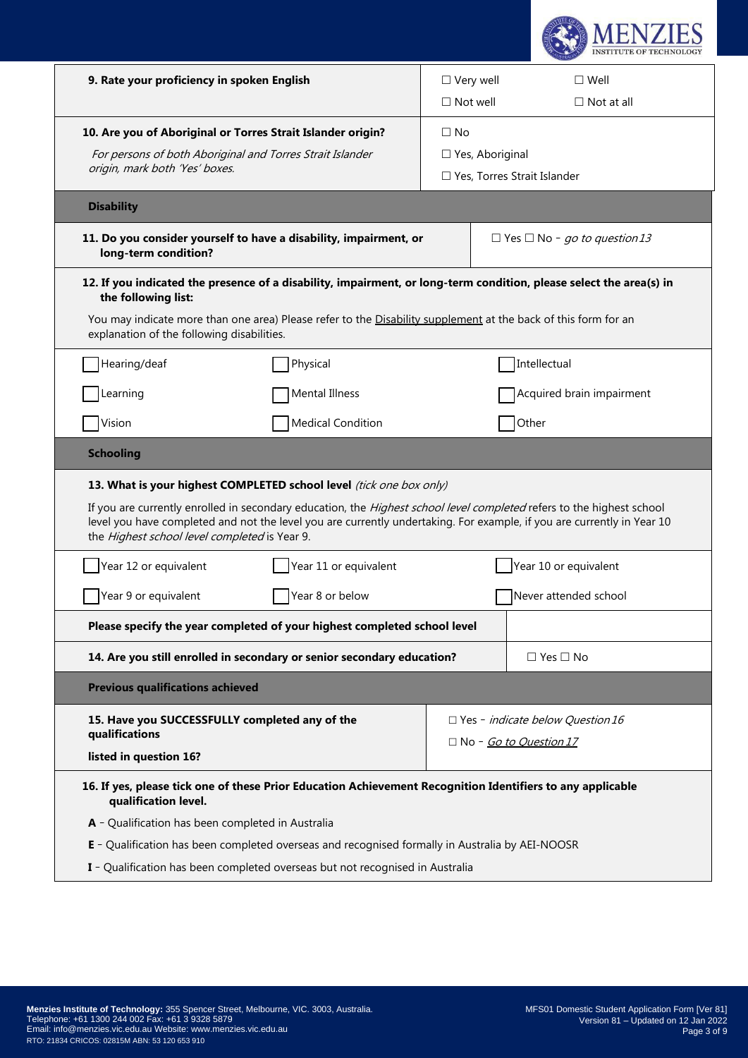| **9. Rate your proficiency in spoken English** | ☐ Very well ☐ Well<br>☐ Not well ☐ Not at all |
|---|---|
| **10. Are you of Aboriginal or Torres Strait Islander origin?**<br>*For persons of both Aboriginal and Torres Strait Islander origin, mark both 'Yes' boxes.* | ☐ No<br>☐ Yes, Aboriginal<br>☐ Yes, Torres Strait Islander |

## Disability

| **11. Do you consider yourself to have a disability, impairment, or long-term condition?** | ☐ Yes ☐ No - *go to question 13* |
|---|---|

**12. If you indicated the presence of a disability, impairment, or long-term condition, please select the area(s) in the following list:**

You may indicate more than one area) Please refer to the Disability supplement at the back of this form for an explanation of the following disabilities.

| | | |
|---|---|---|
| ☐ Hearing/deaf | ☐ Physical | ☐ Intellectual |
| ☐ Learning | ☐ Mental Illness | ☐ Acquired brain impairment |
| ☐ Vision | ☐ Medical Condition | ☐ Other |

## Schooling

**13. What is your highest COMPLETED school level** *(tick one box only)*

If you are currently enrolled in secondary education, the *Highest school level completed* refers to the highest school level you have completed and not the level you are currently undertaking. For example, if you are currently in Year 10 the *Highest school level completed* is Year 9.

| | | |
|---|---|---|
| ☐ Year 12 or equivalent | ☐ Year 11 or equivalent | ☐ Year 10 or equivalent |
| ☐ Year 9 or equivalent | ☐ Year 8 or below | ☐ Never attended school |

| **Please specify the year completed of your highest completed school level** | |
|---|---|
| **14. Are you still enrolled in secondary or senior secondary education?** | ☐ Yes ☐ No |

## Previous qualifications achieved

| **15. Have you SUCCESSFULLY completed any of the qualifications listed in question 16?** | ☐ Yes - *indicate below Question 16*<br>☐ No - *Go to Question 17* |
|---|---|

**16. If yes, please tick one of these Prior Education Achievement Recognition Identifiers to any applicable qualification level.**

**A** - Qualification has been completed in Australia

**E** - Qualification has been completed overseas and recognised formally in Australia by AEI-NOOSR

**I** - Qualification has been completed overseas but not recognised in Australia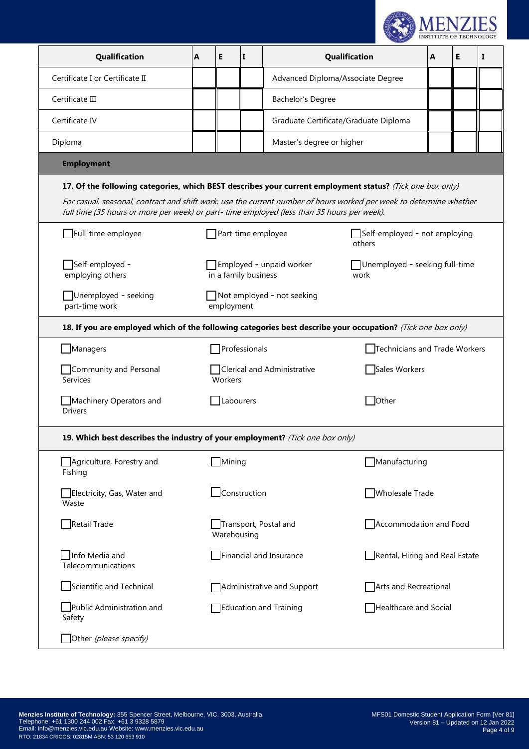| Qualification | A | E | I | Qualification | A | E | I |
|---|---|---|---|---|---|---|---|
| Certificate I or Certificate II | | | | Advanced Diploma/Associate Degree | | | |
| Certificate III | | | | Bachelor's Degree | | | |
| Certificate IV | | | | Graduate Certificate/Graduate Diploma | | | |
| Diploma | | | | Master's degree or higher | | | |

## Employment

**17. Of the following categories, which BEST describes your current employment status?** *(Tick one box only)*

*For casual, seasonal, contract and shift work, use the current number of hours worked per week to determine whether full time (35 hours or more per week) or part- time employed (less than 35 hours per week).*

- ☐ Full-time employee
- ☐ Part-time employee
- ☐ Self-employed - not employing others
- ☐ Self-employed - employing others
- ☐ Employed - unpaid worker in a family business
- ☐ Unemployed - seeking full-time work
- ☐ Unemployed - seeking part-time work
- ☐ Not employed - not seeking employment

**18. If you are employed which of the following categories best describe your occupation?** *(Tick one box only)*

- ☐ Managers
- ☐ Professionals
- ☐ Technicians and Trade Workers
- ☐ Community and Personal Services
- ☐ Clerical and Administrative Workers
- ☐ Sales Workers
- ☐ Machinery Operators and Drivers
- ☐ Labourers
- ☐ Other

**19. Which best describes the industry of your employment?** *(Tick one box only)*

- ☐ Agriculture, Forestry and Fishing
- ☐ Mining
- ☐ Manufacturing
- ☐ Electricity, Gas, Water and Waste
- ☐ Construction
- ☐ Wholesale Trade
- ☐ Retail Trade
- ☐ Transport, Postal and Warehousing
- ☐ Accommodation and Food
- ☐ Info Media and Telecommunications
- ☐ Financial and Insurance
- ☐ Rental, Hiring and Real Estate
- ☐ Scientific and Technical
- ☐ Administrative and Support
- ☐ Arts and Recreational
- ☐ Public Administration and Safety
- ☐ Education and Training
- ☐ Healthcare and Social
- ☐ Other *(please specify)*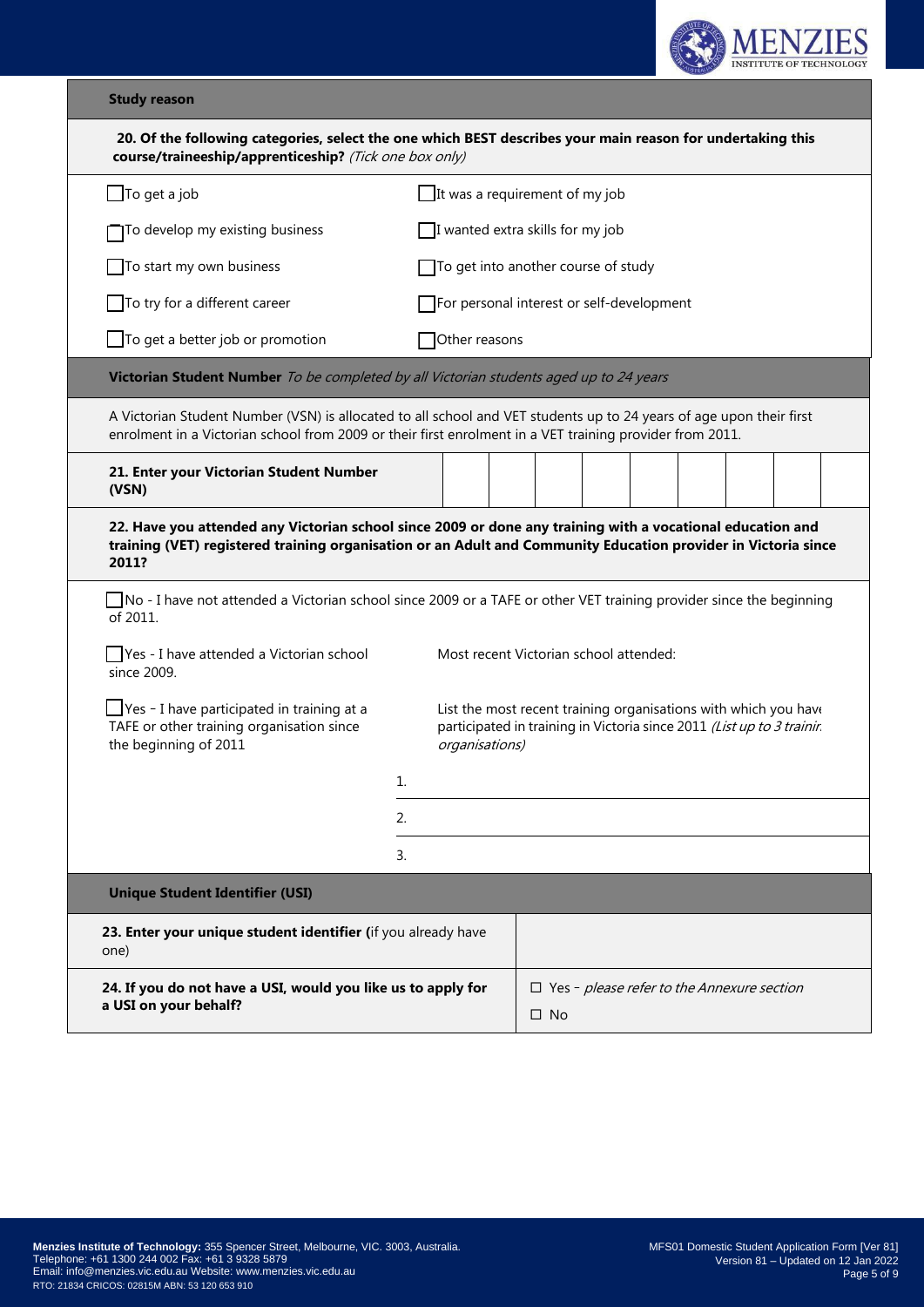## Study reason

**20. Of the following categories, select the one which BEST describes your main reason for undertaking this course/traineeship/apprenticeship?** *(Tick one box only)*

| | |
|---|---|
| ☐ To get a job | ☐ It was a requirement of my job |
| ☐ To develop my existing business | ☐ I wanted extra skills for my job |
| ☐ To start my own business | ☐ To get into another course of study |
| ☐ To try for a different career | ☐ For personal interest or self-development |
| ☐ To get a better job or promotion | ☐ Other reasons |

## Victorian Student Number *To be completed by all Victorian students aged up to 24 years*

A Victorian Student Number (VSN) is allocated to all school and VET students up to 24 years of age upon their first enrolment in a Victorian school from 2009 or their first enrolment in a VET training provider from 2011.

| **21. Enter your Victorian Student Number (VSN)** | | | | | | | | | |
|---|---|---|---|---|---|---|---|---|---|

**22. Have you attended any Victorian school since 2009 or done any training with a vocational education and training (VET) registered training organisation or an Adult and Community Education provider in Victoria since 2011?**

☐ No - I have not attended a Victorian school since 2009 or a TAFE or other VET training provider since the beginning of 2011.

| | |
|---|---|
| ☐ Yes - I have attended a Victorian school since 2009. | Most recent Victorian school attended: |
| ☐ Yes - I have participated in training at a TAFE or other training organisation since the beginning of 2011 | List the most recent training organisations with which you have participated in training in Victoria since 2011 *(List up to 3 training organisations)* |
| | 1. |
| | 2. |
| | 3. |

## Unique Student Identifier (USI)

| | |
|---|---|
| **23. Enter your unique student identifier (**if you already have one) | |
| **24. If you do not have a USI, would you like us to apply for a USI on your behalf?** | ☐ Yes - *please refer to the Annexure section*<br>☐ No |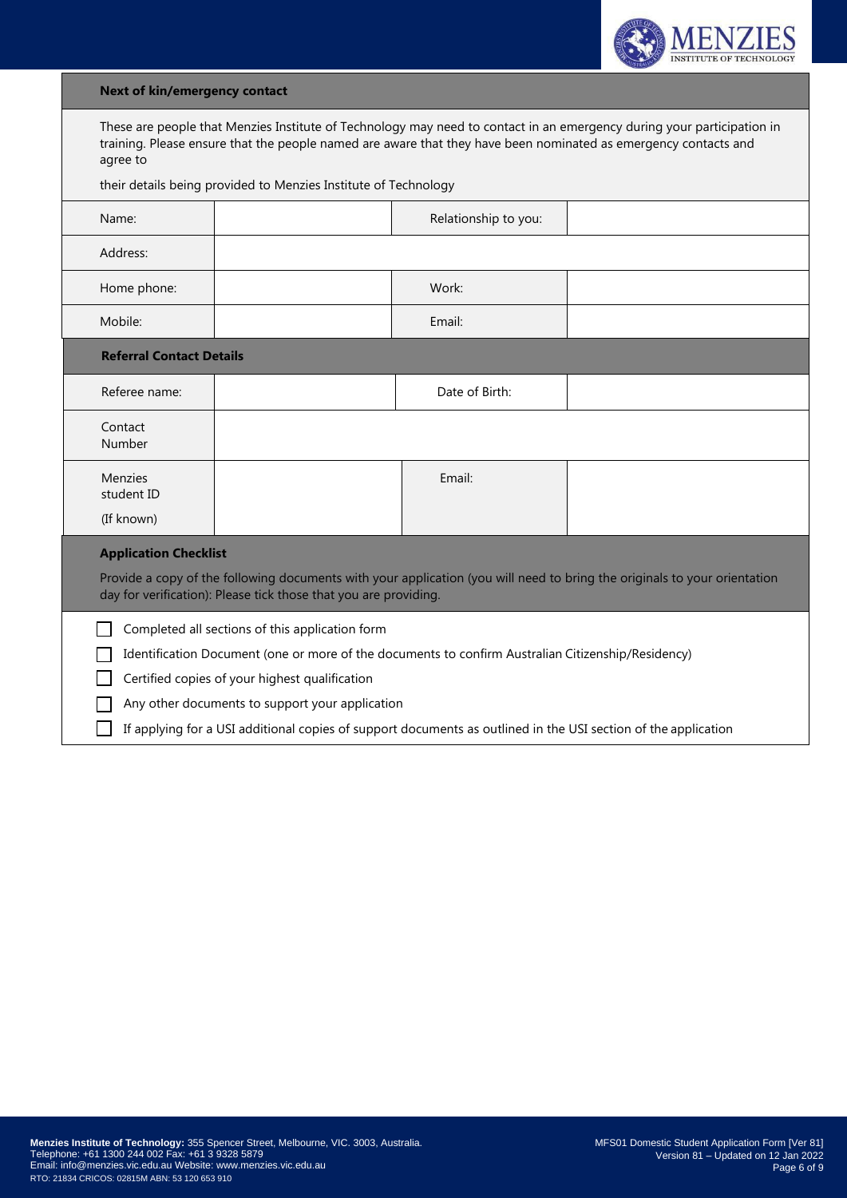## Next of kin/emergency contact

These are people that Menzies Institute of Technology may need to contact in an emergency during your participation in training. Please ensure that the people named are aware that they have been nominated as emergency contacts and agree to

their details being provided to Menzies Institute of Technology

| | | | |
|---|---|---|---|
| Name: | | Relationship to you: | |
| Address: | | | |
| Home phone: | | Work: | |
| Mobile: | | Email: | |

## Referral Contact Details

| | | | |
|---|---|---|---|
| Referee name: | | Date of Birth: | |
| Contact Number | | | |
| Menzies student ID (If known) | | Email: | |

## Application Checklist

Provide a copy of the following documents with your application (you will need to bring the originals to your orientation day for verification): Please tick those that you are providing.

- ☐ Completed all sections of this application form
- ☐ Identification Document (one or more of the documents to confirm Australian Citizenship/Residency)
- ☐ Certified copies of your highest qualification
- ☐ Any other documents to support your application
- ☐ If applying for a USI additional copies of support documents as outlined in the USI section of the application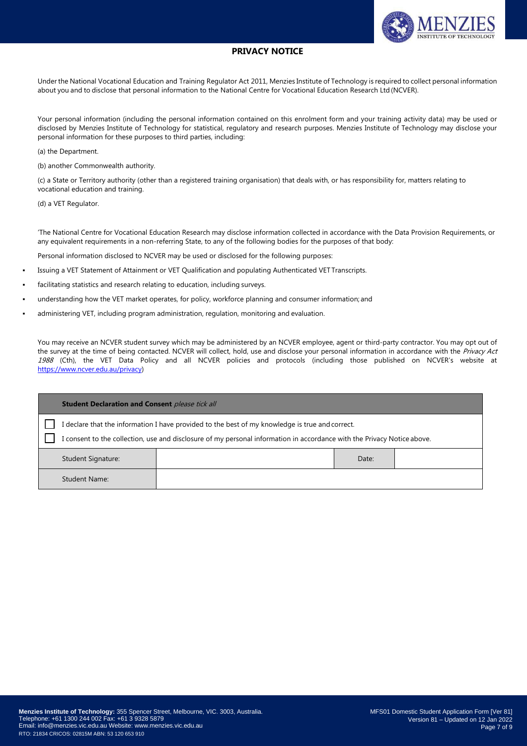## PRIVACY NOTICE

Under the National Vocational Education and Training Regulator Act 2011, Menzies Institute of Technology is required to collect personal information about you and to disclose that personal information to the National Centre for Vocational Education Research Ltd (NCVER).

Your personal information (including the personal information contained on this enrolment form and your training activity data) may be used or disclosed by Menzies Institute of Technology for statistical, regulatory and research purposes. Menzies Institute of Technology may disclose your personal information for these purposes to third parties, including:

(a) the Department.

(b) another Commonwealth authority.

(c) a State or Territory authority (other than a registered training organisation) that deals with, or has responsibility for, matters relating to vocational education and training.

(d) a VET Regulator.

'The National Centre for Vocational Education Research may disclose information collected in accordance with the Data Provision Requirements, or any equivalent requirements in a non-referring State, to any of the following bodies for the purposes of that body:

Personal information disclosed to NCVER may be used or disclosed for the following purposes:

- Issuing a VET Statement of Attainment or VET Qualification and populating Authenticated VET Transcripts.
- facilitating statistics and research relating to education, including surveys.
- understanding how the VET market operates, for policy, workforce planning and consumer information; and
- administering VET, including program administration, regulation, monitoring and evaluation.

You may receive an NCVER student survey which may be administered by an NCVER employee, agent or third-party contractor. You may opt out of the survey at the time of being contacted. NCVER will collect, hold, use and disclose your personal information in accordance with the *Privacy Act 1988* (Cth), the VET Data Policy and all NCVER policies and protocols (including those published on NCVER's website at https://www.ncver.edu.au/privacy)

| **Student Declaration and Consent** *please tick all* | | | |
|---|---|---|---|
| ☐ I declare that the information I have provided to the best of my knowledge is true and correct. | | | |
| ☐ I consent to the collection, use and disclosure of my personal information in accordance with the Privacy Notice above. | | | |
| Student Signature: | | Date: | |
| Student Name: | | | |

**Menzies Institute of Technology:** 355 Spencer Street, Melbourne, VIC. 3003, Australia.
Telephone: +61 1300 244 002 Fax: +61 3 9328 5879
Email: info@menzies.vic.edu.au Website: www.menzies.vic.edu.au
RTO: 21834 CRICOS: 02815M ABN: 53 120 653 910

MFS01 Domestic Student Application Form [Ver 81]
Version 81 – Updated on 12 Jan 2022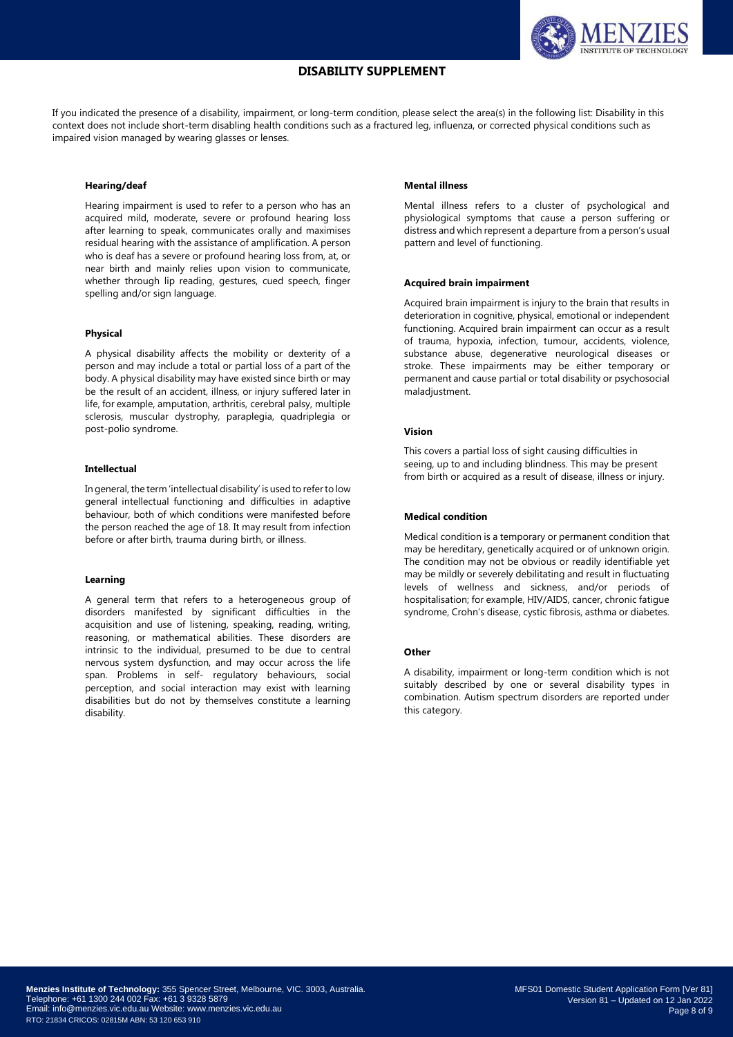# DISABILITY SUPPLEMENT

If you indicated the presence of a disability, impairment, or long-term condition, please select the area(s) in the following list: Disability in this context does not include short-term disabling health conditions such as a fractured leg, influenza, or corrected physical conditions such as impaired vision managed by wearing glasses or lenses.

**Hearing/deaf**

Hearing impairment is used to refer to a person who has an acquired mild, moderate, severe or profound hearing loss after learning to speak, communicates orally and maximises residual hearing with the assistance of amplification. A person who is deaf has a severe or profound hearing loss from, at, or near birth and mainly relies upon vision to communicate, whether through lip reading, gestures, cued speech, finger spelling and/or sign language.

**Physical**

A physical disability affects the mobility or dexterity of a person and may include a total or partial loss of a part of the body. A physical disability may have existed since birth or may be the result of an accident, illness, or injury suffered later in life, for example, amputation, arthritis, cerebral palsy, multiple sclerosis, muscular dystrophy, paraplegia, quadriplegia or post-polio syndrome.

**Intellectual**

In general, the term 'intellectual disability' is used to refer to low general intellectual functioning and difficulties in adaptive behaviour, both of which conditions were manifested before the person reached the age of 18. It may result from infection before or after birth, trauma during birth, or illness.

**Learning**

A general term that refers to a heterogeneous group of disorders manifested by significant difficulties in the acquisition and use of listening, speaking, reading, writing, reasoning, or mathematical abilities. These disorders are intrinsic to the individual, presumed to be due to central nervous system dysfunction, and may occur across the life span. Problems in self- regulatory behaviours, social perception, and social interaction may exist with learning disabilities but do not by themselves constitute a learning disability.

**Mental illness**

Mental illness refers to a cluster of psychological and physiological symptoms that cause a person suffering or distress and which represent a departure from a person's usual pattern and level of functioning.

**Acquired brain impairment**

Acquired brain impairment is injury to the brain that results in deterioration in cognitive, physical, emotional or independent functioning. Acquired brain impairment can occur as a result of trauma, hypoxia, infection, tumour, accidents, violence, substance abuse, degenerative neurological diseases or stroke. These impairments may be either temporary or permanent and cause partial or total disability or psychosocial maladjustment.

**Vision**

This covers a partial loss of sight causing difficulties in seeing, up to and including blindness. This may be present from birth or acquired as a result of disease, illness or injury.

**Medical condition**

Medical condition is a temporary or permanent condition that may be hereditary, genetically acquired or of unknown origin. The condition may not be obvious or readily identifiable yet may be mildly or severely debilitating and result in fluctuating levels of wellness and sickness, and/or periods of hospitalisation; for example, HIV/AIDS, cancer, chronic fatigue syndrome, Crohn's disease, cystic fibrosis, asthma or diabetes.

**Other**

A disability, impairment or long-term condition which is not suitably described by one or several disability types in combination. Autism spectrum disorders are reported under this category.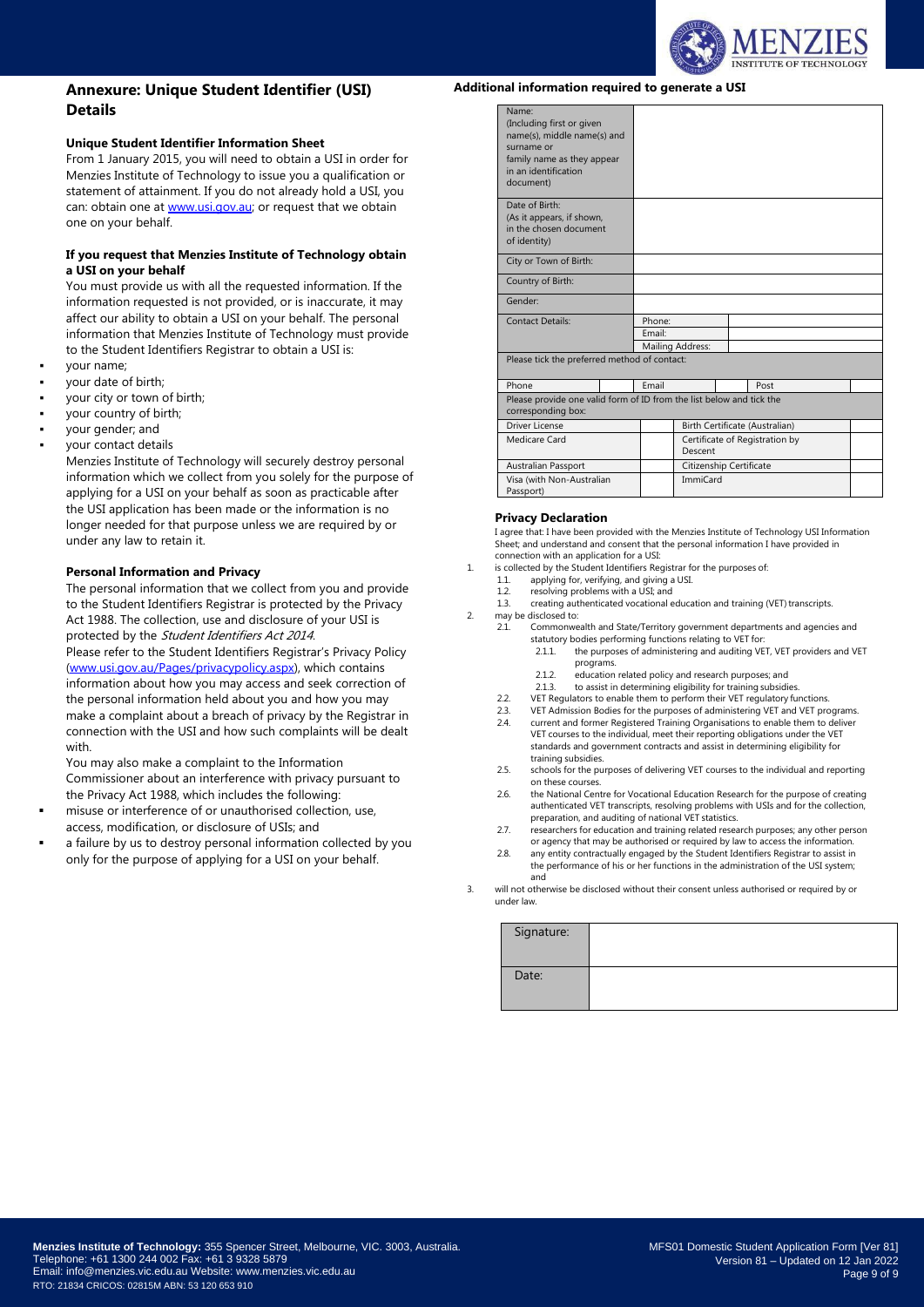## Annexure: Unique Student Identifier (USI) Details

### Unique Student Identifier Information Sheet

From 1 January 2015, you will need to obtain a USI in order for Menzies Institute of Technology to issue you a qualification or statement of attainment. If you do not already hold a USI, you can: obtain one at www.usi.gov.au; or request that we obtain one on your behalf.

### If you request that Menzies Institute of Technology obtain a USI on your behalf

You must provide us with all the requested information. If the information requested is not provided, or is inaccurate, it may affect our ability to obtain a USI on your behalf. The personal information that Menzies Institute of Technology must provide to the Student Identifiers Registrar to obtain a USI is:

- your name;
- your date of birth;
- your city or town of birth;
- your country of birth;
- your gender; and
- your contact details

Menzies Institute of Technology will securely destroy personal information which we collect from you solely for the purpose of applying for a USI on your behalf as soon as practicable after the USI application has been made or the information is no longer needed for that purpose unless we are required by or under any law to retain it.

### Personal Information and Privacy

The personal information that we collect from you and provide to the Student Identifiers Registrar is protected by the Privacy Act 1988. The collection, use and disclosure of your USI is protected by the *Student Identifiers Act 2014*.

Please refer to the Student Identifiers Registrar's Privacy Policy (www.usi.gov.au/Pages/privacypolicy.aspx), which contains information about how you may access and seek correction of the personal information held about you and how you may make a complaint about a breach of privacy by the Registrar in connection with the USI and how such complaints will be dealt with.

You may also make a complaint to the Information Commissioner about an interference with privacy pursuant to the Privacy Act 1988, which includes the following:

- misuse or interference of or unauthorised collection, use, access, modification, or disclosure of USIs; and
- a failure by us to destroy personal information collected by you only for the purpose of applying for a USI on your behalf.

### Additional information required to generate a USI

| | | | | | |
|---|---|---|---|---|---|
| Name: (Including first or given name(s), middle name(s) and surname or family name as they appear in an identification document) | | | | | |
| Date of Birth: (As it appears, if shown, in the chosen document of identity) | | | | | |
| City or Town of Birth: | | | | | |
| Country of Birth: | | | | | |
| Gender: | | | | | |
| Contact Details: | Phone: | | | | |
| | Email: | | | | |
| | Mailing Address: | | | | |
| Please tick the preferred method of contact: | | | | | |
| Phone | | Email | | Post | |
| Please provide one valid form of ID from the list below and tick the corresponding box: | | | | | |
| Driver License | | Birth Certificate (Australian) | | | |
| Medicare Card | | Certificate of Registration by Descent | | | |
| Australian Passport | | Citizenship Certificate | | | |
| Visa (with Non-Australian Passport) | | ImmiCard | | | |

### Privacy Declaration

I agree that: I have been provided with the Menzies Institute of Technology USI Information Sheet; and understand and consent that the personal information I have provided in connection with an application for a USI:

1. is collected by the Student Identifiers Registrar for the purposes of:
   - 1.1. applying for, verifying, and giving a USI.
   - 1.2. resolving problems with a USI; and
   - 1.3. creating authenticated vocational education and training (VET) transcripts.
2. may be disclosed to:
   - 2.1. Commonwealth and State/Territory government departments and agencies and statutory bodies performing functions relating to VET for:
     - 2.1.1. the purposes of administering and auditing VET, VET providers and VET programs.
     - 2.1.2. education related policy and research purposes; and
     - 2.1.3. to assist in determining eligibility for training subsidies.
   - 2.2. VET Regulators to enable them to perform their VET regulatory functions.
   - 2.3. VET Admission Bodies for the purposes of administering VET and VET programs.
   - 2.4. current and former Registered Training Organisations to enable them to deliver VET courses to the individual, meet their reporting obligations under the VET standards and government contracts and assist in determining eligibility for training subsidies.
   - 2.5. schools for the purposes of delivering VET courses to the individual and reporting on these courses.
   - 2.6. the National Centre for Vocational Education Research for the purpose of creating authenticated VET transcripts, resolving problems with USIs and for the collection, preparation, and auditing of national VET statistics.
   - 2.7. researchers for education and training related research purposes; any other person or agency that may be authorised or required by law to access the information.
   - 2.8. any entity contractually engaged by the Student Identifiers Registrar to assist in the performance of his or her functions in the administration of the USI system; and
3. will not otherwise be disclosed without their consent unless authorised or required by or under law.

| | |
|---|---|
| Signature: | |
| Date: | |

**Menzies Institute of Technology:** 355 Spencer Street, Melbourne, VIC. 3003, Australia.
Telephone: +61 1300 244 002 Fax: +61 3 9328 5879
Email: info@menzies.vic.edu.au Website: www.menzies.vic.edu.au
RTO: 21834 CRICOS: 02815M ABN: 53 120 653 910

MFS01 Domestic Student Application Form [Ver 81]
Version 81 – Updated on 12 Jan 2022